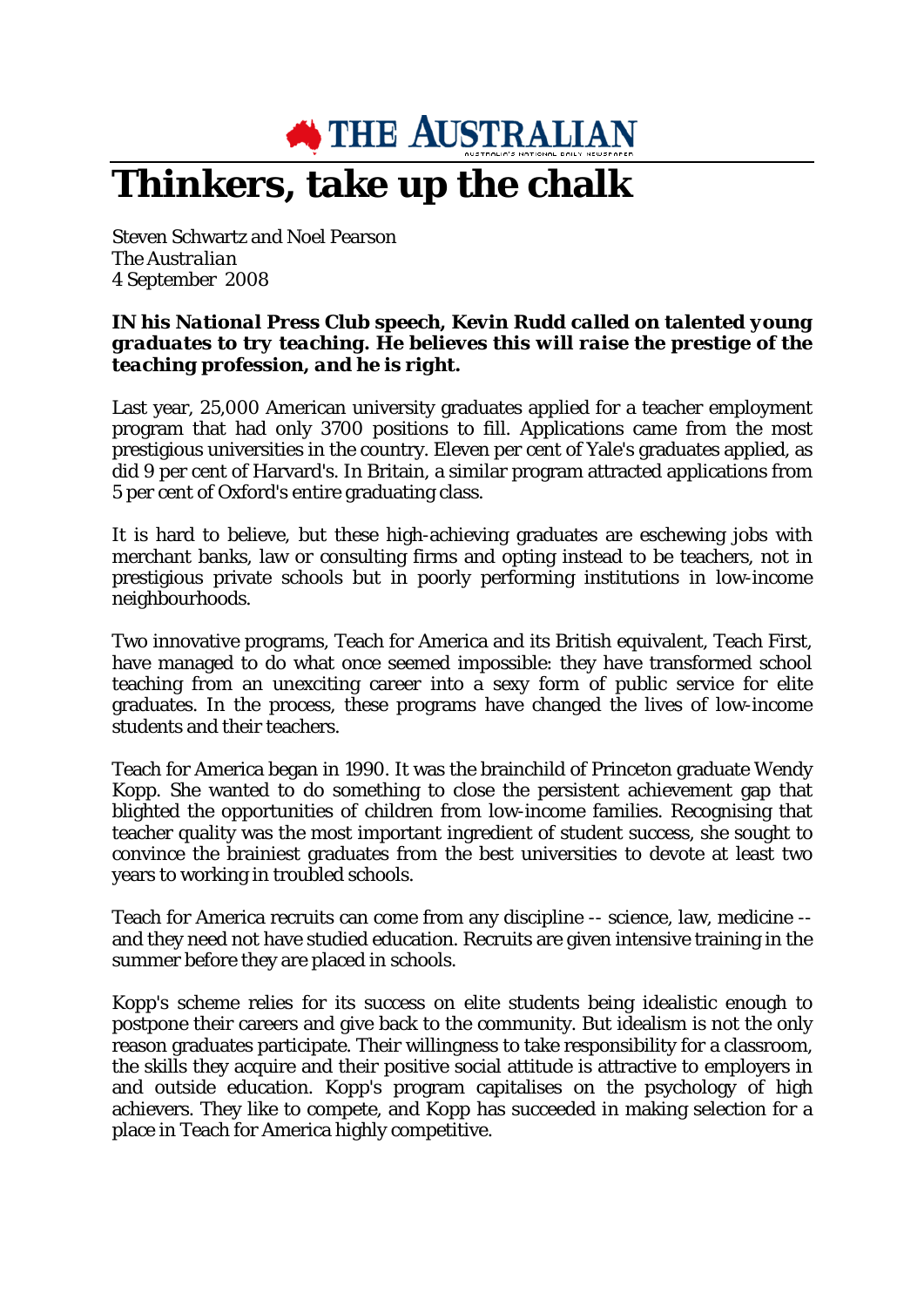THE AUSTRALIAN

# Thinkers, take up the chalk

Steven Schwartz and Noel Pearson
*The Australian*
4 September 2008

***IN his National Press Club speech, Kevin Rudd called on talented young graduates to try teaching. He believes this will raise the prestige of the teaching profession, and he is right.***

Last year, 25,000 American university graduates applied for a teacher employment program that had only 3700 positions to fill. Applications came from the most prestigious universities in the country. Eleven per cent of Yale's graduates applied, as did 9 per cent of Harvard's. In Britain, a similar program attracted applications from 5 per cent of Oxford's entire graduating class.

It is hard to believe, but these high-achieving graduates are eschewing jobs with merchant banks, law or consulting firms and opting instead to be teachers, not in prestigious private schools but in poorly performing institutions in low-income neighbourhoods.

Two innovative programs, Teach for America and its British equivalent, Teach First, have managed to do what once seemed impossible: they have transformed school teaching from an unexciting career into a sexy form of public service for elite graduates. In the process, these programs have changed the lives of low-income students and their teachers.

Teach for America began in 1990. It was the brainchild of Princeton graduate Wendy Kopp. She wanted to do something to close the persistent achievement gap that blighted the opportunities of children from low-income families. Recognising that teacher quality was the most important ingredient of student success, she sought to convince the brainiest graduates from the best universities to devote at least two years to working in troubled schools.

Teach for America recruits can come from any discipline -- science, law, medicine -- and they need not have studied education. Recruits are given intensive training in the summer before they are placed in schools.

Kopp's scheme relies for its success on elite students being idealistic enough to postpone their careers and give back to the community. But idealism is not the only reason graduates participate. Their willingness to take responsibility for a classroom, the skills they acquire and their positive social attitude is attractive to employers in and outside education. Kopp's program capitalises on the psychology of high achievers. They like to compete, and Kopp has succeeded in making selection for a place in Teach for America highly competitive.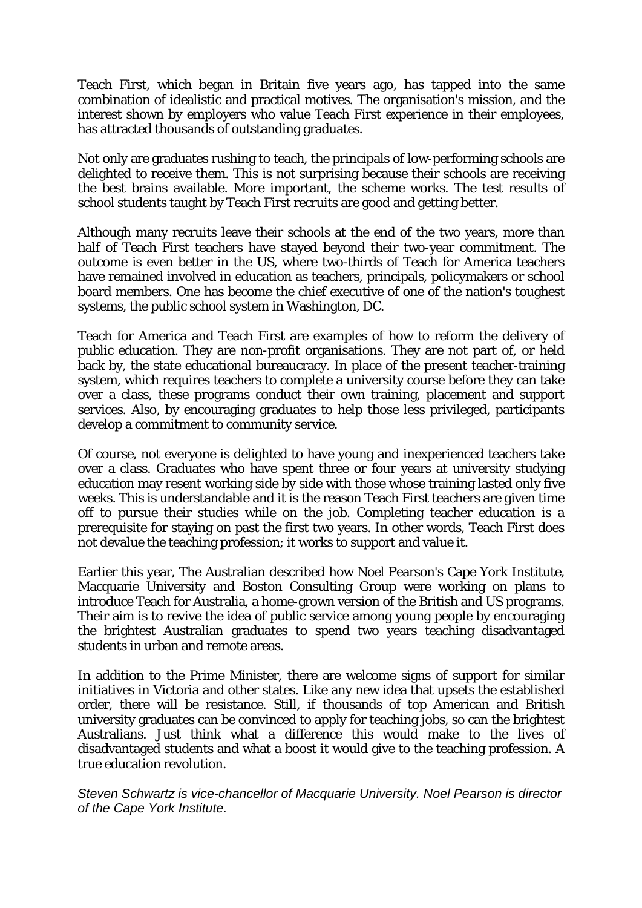Teach First, which began in Britain five years ago, has tapped into the same combination of idealistic and practical motives. The organisation's mission, and the interest shown by employers who value Teach First experience in their employees, has attracted thousands of outstanding graduates.

Not only are graduates rushing to teach, the principals of low-performing schools are delighted to receive them. This is not surprising because their schools are receiving the best brains available. More important, the scheme works. The test results of school students taught by Teach First recruits are good and getting better.

Although many recruits leave their schools at the end of the two years, more than half of Teach First teachers have stayed beyond their two-year commitment. The outcome is even better in the US, where two-thirds of Teach for America teachers have remained involved in education as teachers, principals, policymakers or school board members. One has become the chief executive of one of the nation's toughest systems, the public school system in Washington, DC.

Teach for America and Teach First are examples of how to reform the delivery of public education. They are non-profit organisations. They are not part of, or held back by, the state educational bureaucracy. In place of the present teacher-training system, which requires teachers to complete a university course before they can take over a class, these programs conduct their own training, placement and support services. Also, by encouraging graduates to help those less privileged, participants develop a commitment to community service.

Of course, not everyone is delighted to have young and inexperienced teachers take over a class. Graduates who have spent three or four years at university studying education may resent working side by side with those whose training lasted only five weeks. This is understandable and it is the reason Teach First teachers are given time off to pursue their studies while on the job. Completing teacher education is a prerequisite for staying on past the first two years. In other words, Teach First does not devalue the teaching profession; it works to support and value it.

Earlier this year, The Australian described how Noel Pearson's Cape York Institute, Macquarie University and Boston Consulting Group were working on plans to introduce Teach for Australia, a home-grown version of the British and US programs. Their aim is to revive the idea of public service among young people by encouraging the brightest Australian graduates to spend two years teaching disadvantaged students in urban and remote areas.

In addition to the Prime Minister, there are welcome signs of support for similar initiatives in Victoria and other states. Like any new idea that upsets the established order, there will be resistance. Still, if thousands of top American and British university graduates can be convinced to apply for teaching jobs, so can the brightest Australians. Just think what a difference this would make to the lives of disadvantaged students and what a boost it would give to the teaching profession. A true education revolution.

*Steven Schwartz is vice-chancellor of Macquarie University. Noel Pearson is director of the Cape York Institute.*